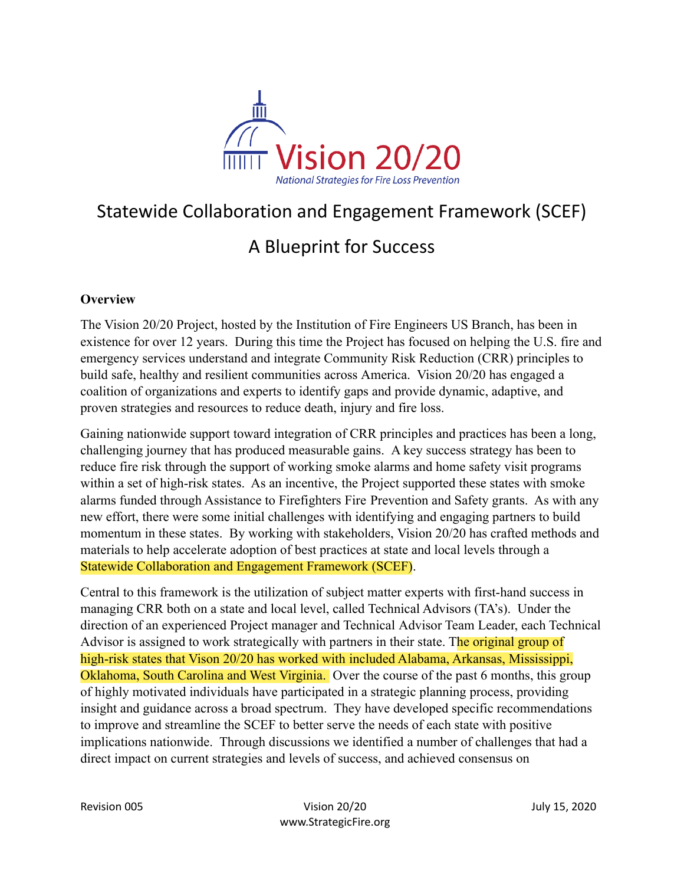# Vision 20/20

*National Strategies for Fire Loss Prevention*

## Statewide Collaboration and Engagement Framework (SCEF)

## A Blueprint for Success

**Overview**

The Vision 20/20 Project, hosted by the Institution of Fire Engineers US Branch, has been in existence for over 12 years. During this time the Project has focused on helping the U.S. fire and emergency services understand and integrate Community Risk Reduction (CRR) principles to build safe, healthy and resilient communities across America. Vision 20/20 has engaged a coalition of organizations and experts to identify gaps and provide dynamic, adaptive, and proven strategies and resources to reduce death, injury and fire loss.

Gaining nationwide support toward integration of CRR principles and practices has been a long, challenging journey that has produced measurable gains. A key success strategy has been to reduce fire risk through the support of working smoke alarms and home safety visit programs within a set of high-risk states. As an incentive, the Project supported these states with smoke alarms funded through Assistance to Firefighters Fire Prevention and Safety grants. As with any new effort, there were some initial challenges with identifying and engaging partners to build momentum in these states. By working with stakeholders, Vision 20/20 has crafted methods and materials to help accelerate adoption of best practices at state and local levels through a Statewide Collaboration and Engagement Framework (SCEF).

Central to this framework is the utilization of subject matter experts with first-hand success in managing CRR both on a state and local level, called Technical Advisors (TA's). Under the direction of an experienced Project manager and Technical Advisor Team Leader, each Technical Advisor is assigned to work strategically with partners in their state. The original group of high-risk states that Vison 20/20 has worked with included Alabama, Arkansas, Mississippi, Oklahoma, South Carolina and West Virginia. Over the course of the past 6 months, this group of highly motivated individuals have participated in a strategic planning process, providing insight and guidance across a broad spectrum. They have developed specific recommendations to improve and streamline the SCEF to better serve the needs of each state with positive implications nationwide. Through discussions we identified a number of challenges that had a direct impact on current strategies and levels of success, and achieved consensus on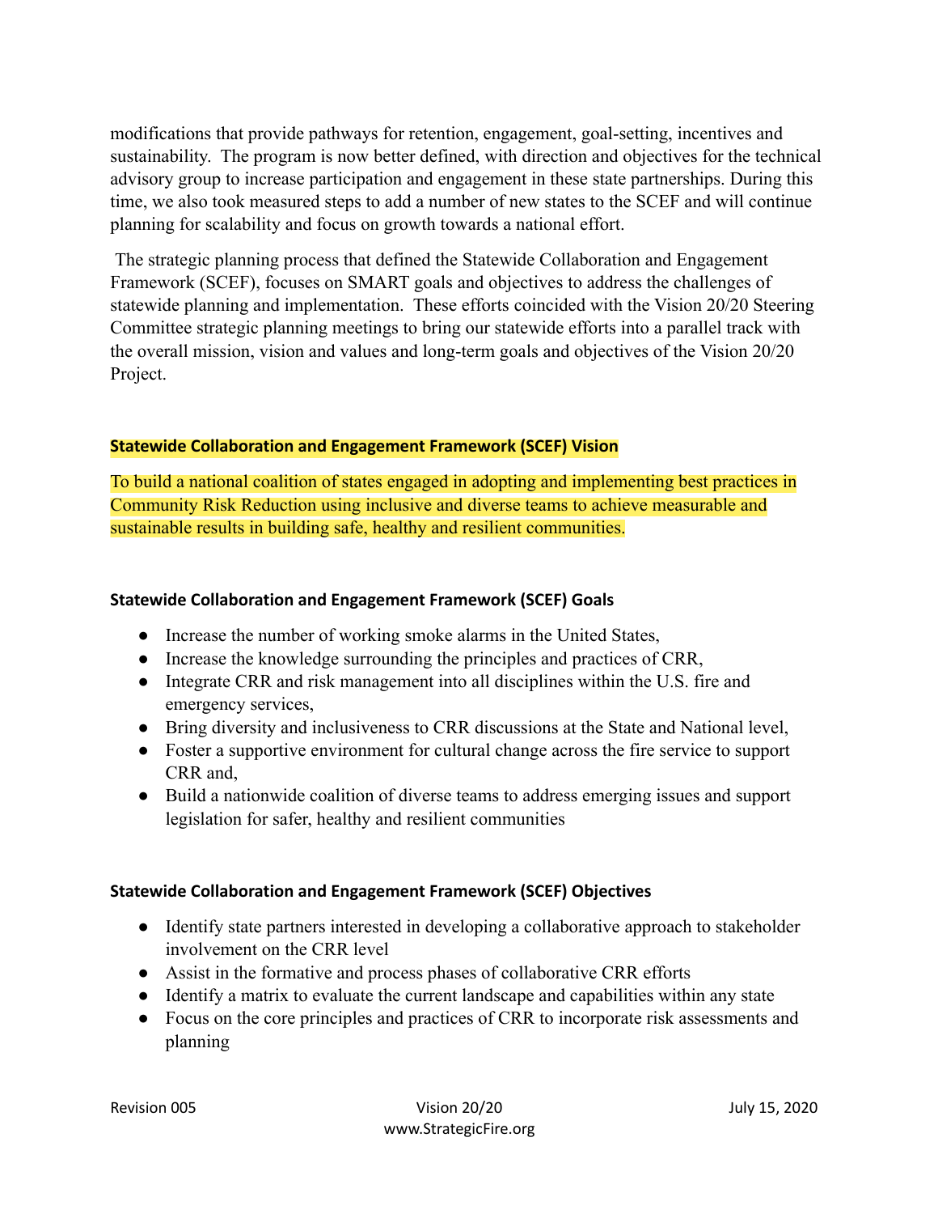modifications that provide pathways for retention, engagement, goal-setting, incentives and sustainability. The program is now better defined, with direction and objectives for the technical advisory group to increase participation and engagement in these state partnerships. During this time, we also took measured steps to add a number of new states to the SCEF and will continue planning for scalability and focus on growth towards a national effort.

The strategic planning process that defined the Statewide Collaboration and Engagement Framework (SCEF), focuses on SMART goals and objectives to address the challenges of statewide planning and implementation. These efforts coincided with the Vision 20/20 Steering Committee strategic planning meetings to bring our statewide efforts into a parallel track with the overall mission, vision and values and long-term goals and objectives of the Vision 20/20 Project.

### Statewide Collaboration and Engagement Framework (SCEF) Vision

To build a national coalition of states engaged in adopting and implementing best practices in Community Risk Reduction using inclusive and diverse teams to achieve measurable and sustainable results in building safe, healthy and resilient communities.

### Statewide Collaboration and Engagement Framework (SCEF) Goals

- Increase the number of working smoke alarms in the United States,
- Increase the knowledge surrounding the principles and practices of CRR,
- Integrate CRR and risk management into all disciplines within the U.S. fire and emergency services,
- Bring diversity and inclusiveness to CRR discussions at the State and National level,
- Foster a supportive environment for cultural change across the fire service to support CRR and,
- Build a nationwide coalition of diverse teams to address emerging issues and support legislation for safer, healthy and resilient communities

### Statewide Collaboration and Engagement Framework (SCEF) Objectives

- Identify state partners interested in developing a collaborative approach to stakeholder involvement on the CRR level
- Assist in the formative and process phases of collaborative CRR efforts
- Identify a matrix to evaluate the current landscape and capabilities within any state
- Focus on the core principles and practices of CRR to incorporate risk assessments and planning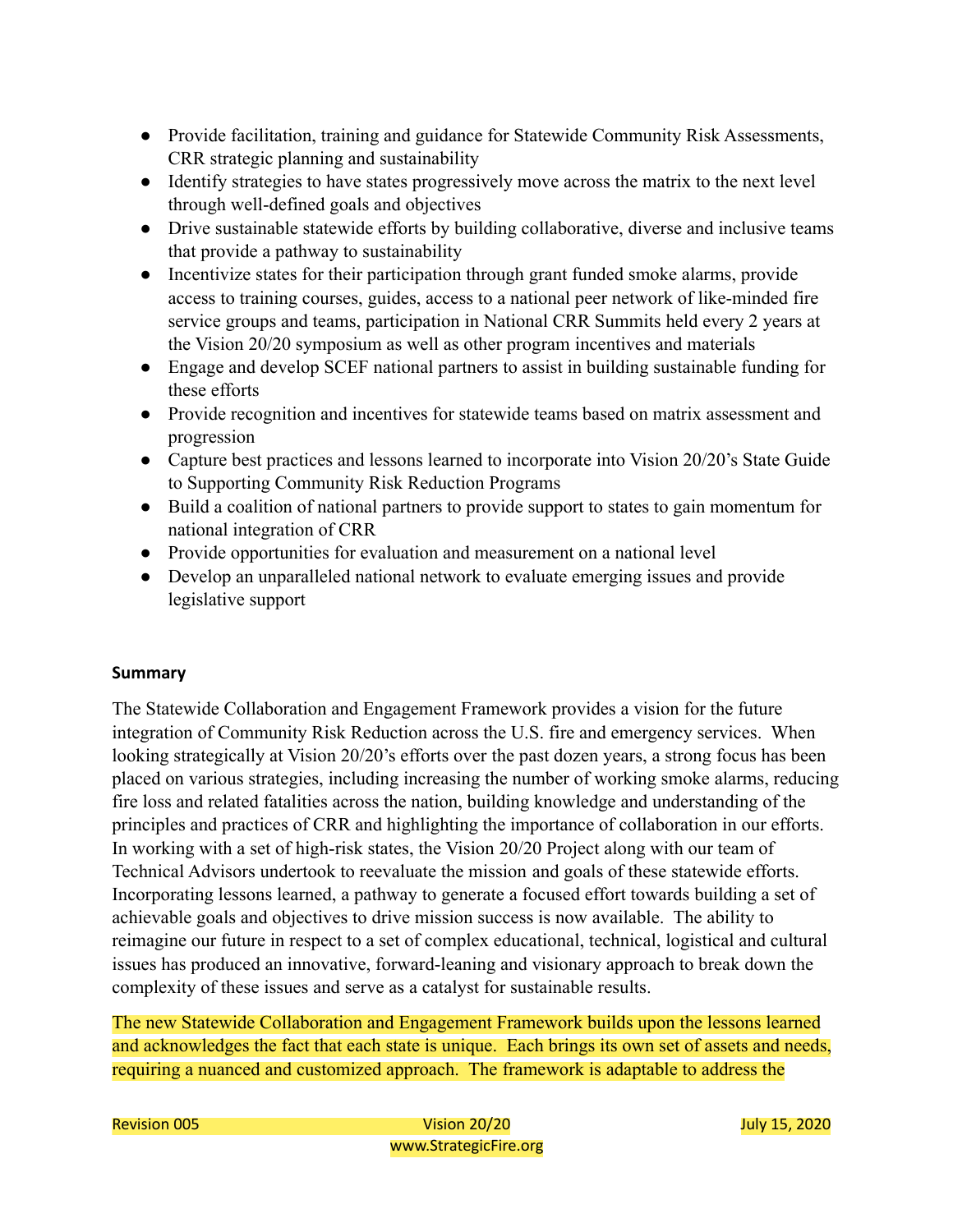- Provide facilitation, training and guidance for Statewide Community Risk Assessments, CRR strategic planning and sustainability
- Identify strategies to have states progressively move across the matrix to the next level through well-defined goals and objectives
- Drive sustainable statewide efforts by building collaborative, diverse and inclusive teams that provide a pathway to sustainability
- Incentivize states for their participation through grant funded smoke alarms, provide access to training courses, guides, access to a national peer network of like-minded fire service groups and teams, participation in National CRR Summits held every 2 years at the Vision 20/20 symposium as well as other program incentives and materials
- Engage and develop SCEF national partners to assist in building sustainable funding for these efforts
- Provide recognition and incentives for statewide teams based on matrix assessment and progression
- Capture best practices and lessons learned to incorporate into Vision 20/20's State Guide to Supporting Community Risk Reduction Programs
- Build a coalition of national partners to provide support to states to gain momentum for national integration of CRR
- Provide opportunities for evaluation and measurement on a national level
- Develop an unparalleled national network to evaluate emerging issues and provide legislative support

**Summary**

The Statewide Collaboration and Engagement Framework provides a vision for the future integration of Community Risk Reduction across the U.S. fire and emergency services. When looking strategically at Vision 20/20's efforts over the past dozen years, a strong focus has been placed on various strategies, including increasing the number of working smoke alarms, reducing fire loss and related fatalities across the nation, building knowledge and understanding of the principles and practices of CRR and highlighting the importance of collaboration in our efforts. In working with a set of high-risk states, the Vision 20/20 Project along with our team of Technical Advisors undertook to reevaluate the mission and goals of these statewide efforts. Incorporating lessons learned, a pathway to generate a focused effort towards building a set of achievable goals and objectives to drive mission success is now available. The ability to reimagine our future in respect to a set of complex educational, technical, logistical and cultural issues has produced an innovative, forward-leaning and visionary approach to break down the complexity of these issues and serve as a catalyst for sustainable results.

The new Statewide Collaboration and Engagement Framework builds upon the lessons learned and acknowledges the fact that each state is unique. Each brings its own set of assets and needs, requiring a nuanced and customized approach. The framework is adaptable to address the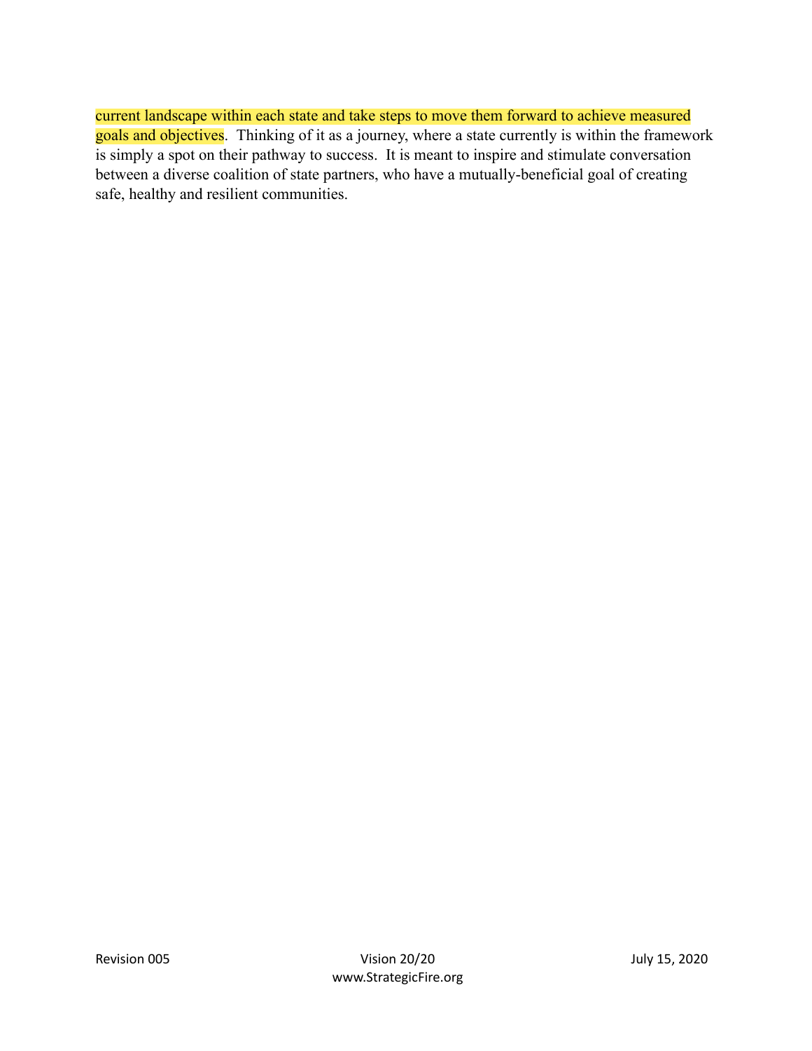current landscape within each state and take steps to move them forward to achieve measured goals and objectives. Thinking of it as a journey, where a state currently is within the framework is simply a spot on their pathway to success. It is meant to inspire and stimulate conversation between a diverse coalition of state partners, who have a mutually-beneficial goal of creating safe, healthy and resilient communities.